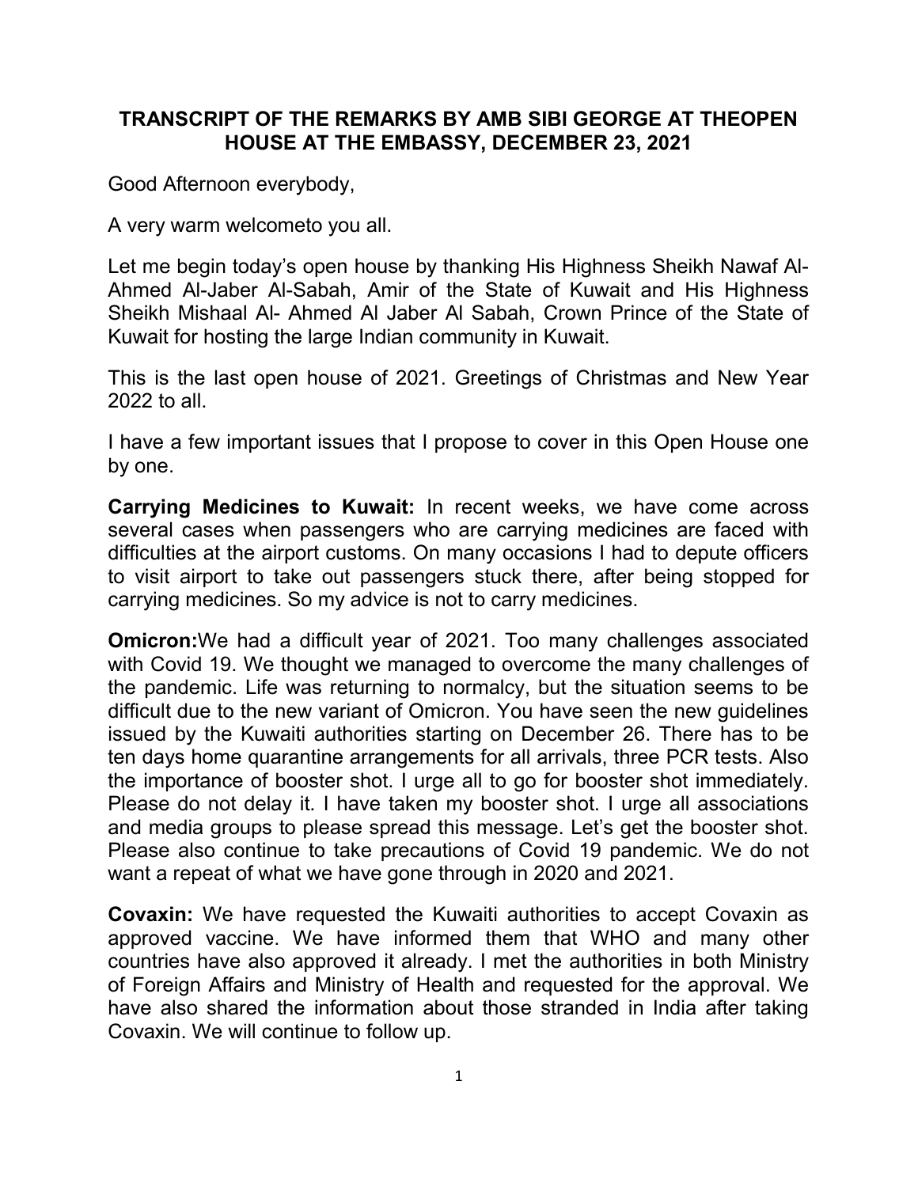# TRANSCRIPT OF THE REMARKS BY AMB SIBI GEORGE AT THEOPEN HOUSE AT THE EMBASSY, DECEMBER 23, 2021

Good Afternoon everybody,

A very warm welcometo you all.

Let me begin today's open house by thanking His Highness Sheikh Nawaf Al-Ahmed Al-Jaber Al-Sabah, Amir of the State of Kuwait and His Highness Sheikh Mishaal Al- Ahmed Al Jaber Al Sabah, Crown Prince of the State of Kuwait for hosting the large Indian community in Kuwait.

This is the last open house of 2021. Greetings of Christmas and New Year 2022 to all.

I have a few important issues that I propose to cover in this Open House one by one.

**Carrying Medicines to Kuwait:** In recent weeks, we have come across several cases when passengers who are carrying medicines are faced with difficulties at the airport customs. On many occasions I had to depute officers to visit airport to take out passengers stuck there, after being stopped for carrying medicines. So my advice is not to carry medicines.

**Omicron:**We had a difficult year of 2021. Too many challenges associated with Covid 19. We thought we managed to overcome the many challenges of the pandemic. Life was returning to normalcy, but the situation seems to be difficult due to the new variant of Omicron. You have seen the new guidelines issued by the Kuwaiti authorities starting on December 26. There has to be ten days home quarantine arrangements for all arrivals, three PCR tests. Also the importance of booster shot. I urge all to go for booster shot immediately. Please do not delay it. I have taken my booster shot. I urge all associations and media groups to please spread this message. Let's get the booster shot. Please also continue to take precautions of Covid 19 pandemic. We do not want a repeat of what we have gone through in 2020 and 2021.

**Covaxin:** We have requested the Kuwaiti authorities to accept Covaxin as approved vaccine. We have informed them that WHO and many other countries have also approved it already. I met the authorities in both Ministry of Foreign Affairs and Ministry of Health and requested for the approval. We have also shared the information about those stranded in India after taking Covaxin. We will continue to follow up.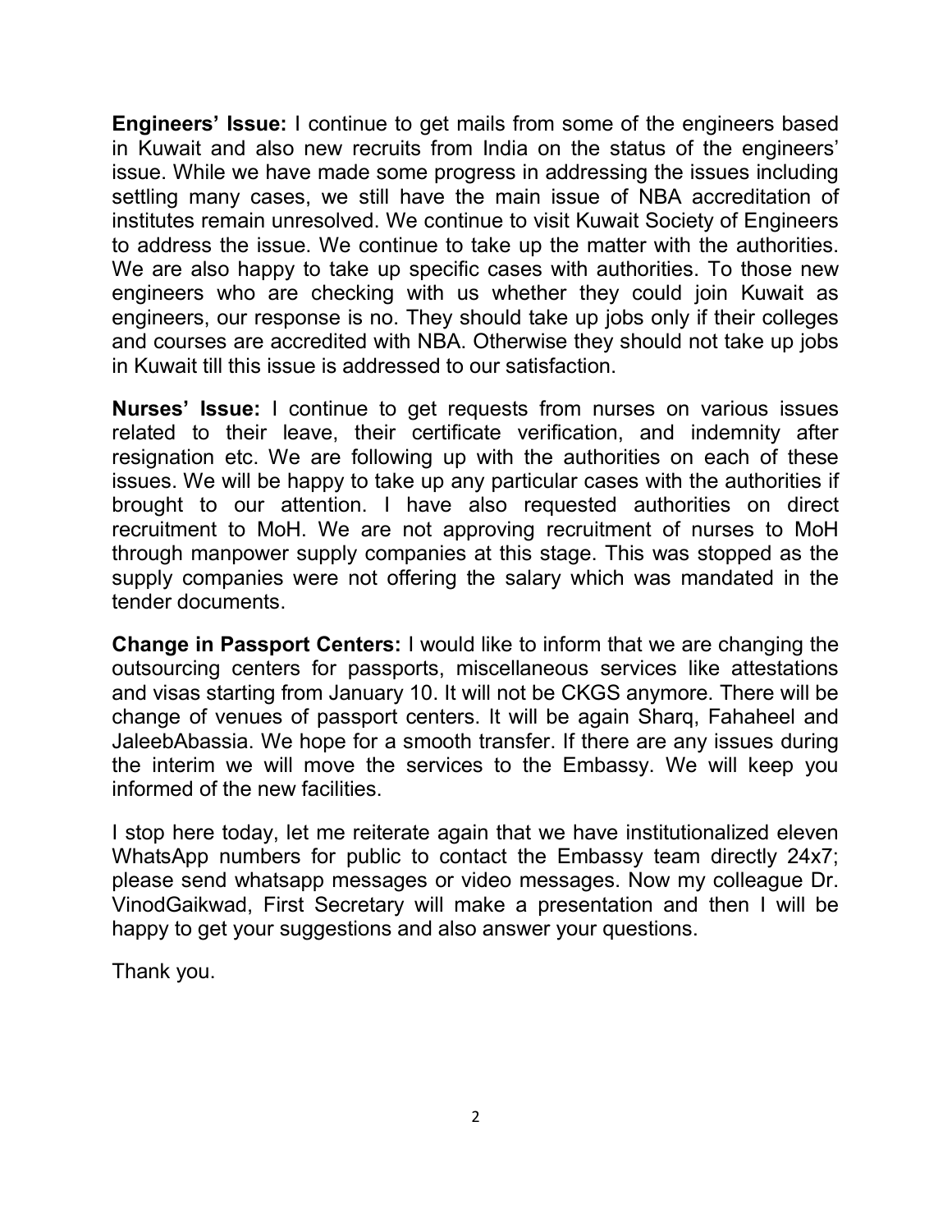**Engineers' Issue:** I continue to get mails from some of the engineers based in Kuwait and also new recruits from India on the status of the engineers' issue. While we have made some progress in addressing the issues including settling many cases, we still have the main issue of NBA accreditation of institutes remain unresolved. We continue to visit Kuwait Society of Engineers to address the issue. We continue to take up the matter with the authorities. We are also happy to take up specific cases with authorities. To those new engineers who are checking with us whether they could join Kuwait as engineers, our response is no. They should take up jobs only if their colleges and courses are accredited with NBA. Otherwise they should not take up jobs in Kuwait till this issue is addressed to our satisfaction.

**Nurses' Issue:** I continue to get requests from nurses on various issues related to their leave, their certificate verification, and indemnity after resignation etc. We are following up with the authorities on each of these issues. We will be happy to take up any particular cases with the authorities if brought to our attention. I have also requested authorities on direct recruitment to MoH. We are not approving recruitment of nurses to MoH through manpower supply companies at this stage. This was stopped as the supply companies were not offering the salary which was mandated in the tender documents.

**Change in Passport Centers:** I would like to inform that we are changing the outsourcing centers for passports, miscellaneous services like attestations and visas starting from January 10. It will not be CKGS anymore. There will be change of venues of passport centers. It will be again Sharq, Fahaheel and JaleebAbassia. We hope for a smooth transfer. If there are any issues during the interim we will move the services to the Embassy. We will keep you informed of the new facilities.

I stop here today, let me reiterate again that we have institutionalized eleven WhatsApp numbers for public to contact the Embassy team directly 24x7; please send whatsapp messages or video messages. Now my colleague Dr. VinodGaikwad, First Secretary will make a presentation and then I will be happy to get your suggestions and also answer your questions.

Thank you.